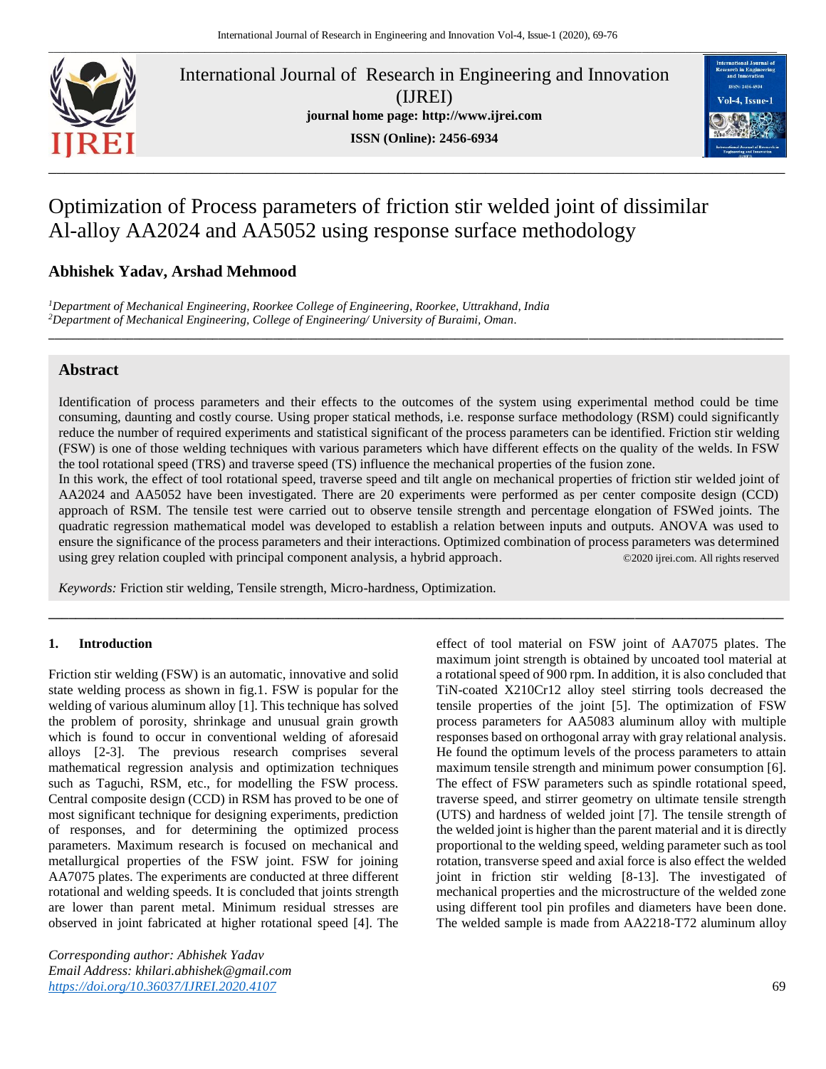# Optimization of Process parameters of friction stir welded joint of dissimilar Al-alloy AA2024 and AA5052 using response surface methodology

**Abhishek Yadav, Arshad Mehmood**

*[1]Department of Mechanical Engineering, Roorkee College of Engineering, Roorkee, Uttrakhand, India*
*[2]Department of Mechanical Engineering, College of Engineering/ University of Buraimi, Oman.*

## Abstract

Identification of process parameters and their effects to the outcomes of the system using experimental method could be time consuming, daunting and costly course. Using proper statical methods, i.e. response surface methodology (RSM) could significantly reduce the number of required experiments and statistical significant of the process parameters can be identified. Friction stir welding (FSW) is one of those welding techniques with various parameters which have different effects on the quality of the welds. In FSW the tool rotational speed (TRS) and traverse speed (TS) influence the mechanical properties of the fusion zone.

In this work, the effect of tool rotational speed, traverse speed and tilt angle on mechanical properties of friction stir welded joint of AA2024 and AA5052 have been investigated. There are 20 experiments were performed as per center composite design (CCD) approach of RSM. The tensile test were carried out to observe tensile strength and percentage elongation of FSWed joints. The quadratic regression mathematical model was developed to establish a relation between inputs and outputs. ANOVA was used to ensure the significance of the process parameters and their interactions. Optimized combination of process parameters was determined using grey relation coupled with principal component analysis, a hybrid approach. ©2020 ijrei.com. All rights reserved

*Keywords:* Friction stir welding, Tensile strength, Micro-hardness, Optimization.

## 1. Introduction

Friction stir welding (FSW) is an automatic, innovative and solid state welding process as shown in fig.1. FSW is popular for the welding of various aluminum alloy [1]. This technique has solved the problem of porosity, shrinkage and unusual grain growth which is found to occur in conventional welding of aforesaid alloys [2-3]. The previous research comprises several mathematical regression analysis and optimization techniques such as Taguchi, RSM, etc., for modelling the FSW process. Central composite design (CCD) in RSM has proved to be one of most significant technique for designing experiments, prediction of responses, and for determining the optimized process parameters. Maximum research is focused on mechanical and metallurgical properties of the FSW joint. FSW for joining AA7075 plates. The experiments are conducted at three different rotational and welding speeds. It is concluded that joints strength are lower than parent metal. Minimum residual stresses are observed in joint fabricated at higher rotational speed [4]. The effect of tool material on FSW joint of AA7075 plates. The maximum joint strength is obtained by uncoated tool material at a rotational speed of 900 rpm. In addition, it is also concluded that TiN-coated X210Cr12 alloy steel stirring tools decreased the tensile properties of the joint [5]. The optimization of FSW process parameters for AA5083 aluminum alloy with multiple responses based on orthogonal array with gray relational analysis. He found the optimum levels of the process parameters to attain maximum tensile strength and minimum power consumption [6]. The effect of FSW parameters such as spindle rotational speed, traverse speed, and stirrer geometry on ultimate tensile strength (UTS) and hardness of welded joint [7]. The tensile strength of the welded joint is higher than the parent material and it is directly proportional to the welding speed, welding parameter such as tool rotation, transverse speed and axial force is also effect the welded joint in friction stir welding [8-13]. The investigated of mechanical properties and the microstructure of the welded zone using different tool pin profiles and diameters have been done. The welded sample is made from AA2218-T72 aluminum alloy

*Corresponding author: Abhishek Yadav*
*Email Address: khilari.abhishek@gmail.com*
*https://doi.org/10.36037/IJREI.2020.4107*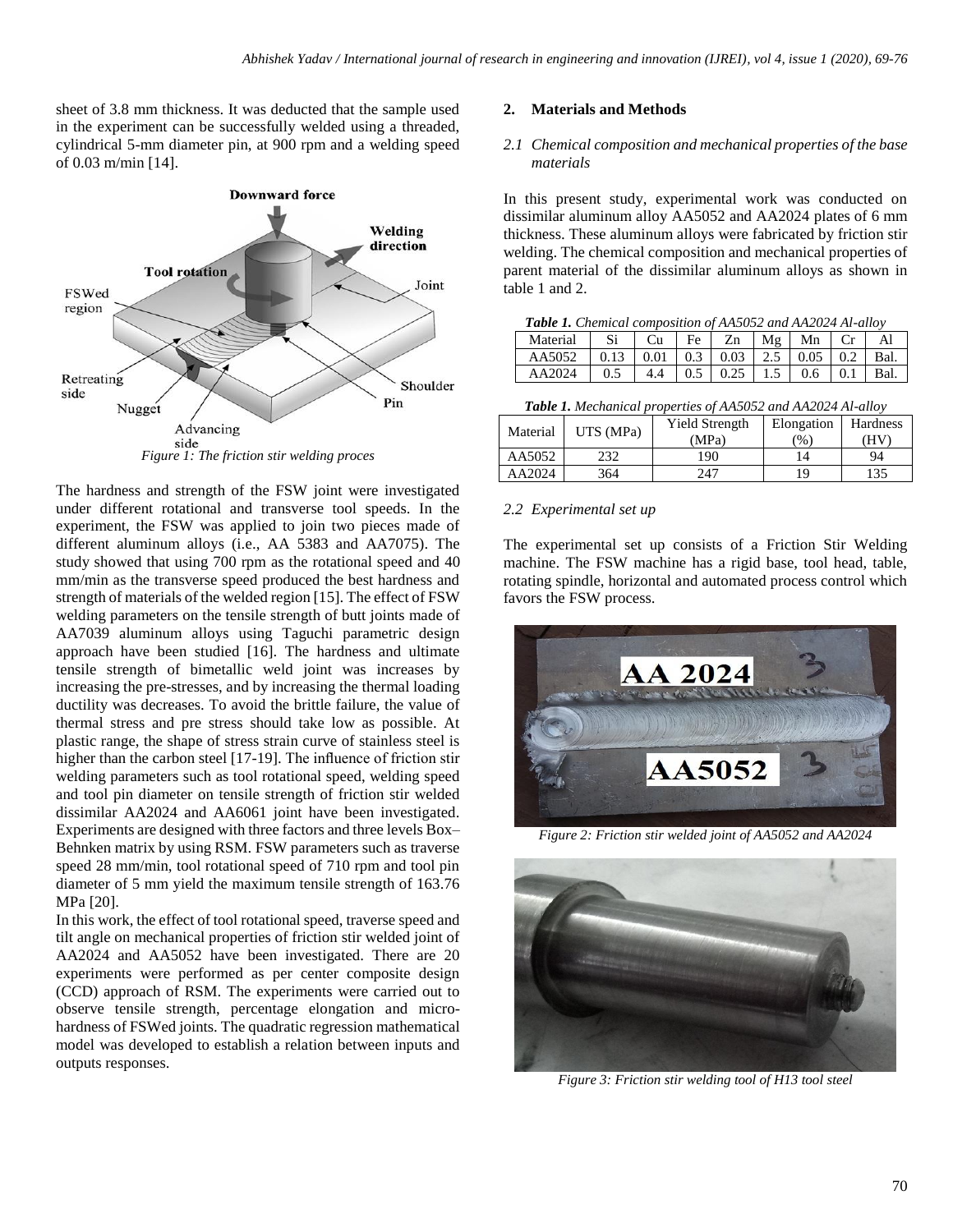sheet of 3.8 mm thickness. It was deducted that the sample used in the experiment can be successfully welded using a threaded, cylindrical 5-mm diameter pin, at 900 rpm and a welding speed of 0.03 m/min [14].

*Figure 1: The friction stir welding proces*

The hardness and strength of the FSW joint were investigated under different rotational and transverse tool speeds. In the experiment, the FSW was applied to join two pieces made of different aluminum alloys (i.e., AA 5383 and AA7075). The study showed that using 700 rpm as the rotational speed and 40 mm/min as the transverse speed produced the best hardness and strength of materials of the welded region [15]. The effect of FSW welding parameters on the tensile strength of butt joints made of AA7039 aluminum alloys using Taguchi parametric design approach have been studied [16]. The hardness and ultimate tensile strength of bimetallic weld joint was increases by increasing the pre-stresses, and by increasing the thermal loading ductility was decreases. To avoid the brittle failure, the value of thermal stress and pre stress should take low as possible. At plastic range, the shape of stress strain curve of stainless steel is higher than the carbon steel [17-19]. The influence of friction stir welding parameters such as tool rotational speed, welding speed and tool pin diameter on tensile strength of friction stir welded dissimilar AA2024 and AA6061 joint have been investigated. Experiments are designed with three factors and three levels Box–Behnken matrix by using RSM. FSW parameters such as traverse speed 28 mm/min, tool rotational speed of 710 rpm and tool pin diameter of 5 mm yield the maximum tensile strength of 163.76 MPa [20].

In this work, the effect of tool rotational speed, traverse speed and tilt angle on mechanical properties of friction stir welded joint of AA2024 and AA5052 have been investigated. There are 20 experiments were performed as per center composite design (CCD) approach of RSM. The experiments were carried out to observe tensile strength, percentage elongation and micro-hardness of FSWed joints. The quadratic regression mathematical model was developed to establish a relation between inputs and outputs responses.

## 2. Materials and Methods

### 2.1 Chemical composition and mechanical properties of the base materials

In this present study, experimental work was conducted on dissimilar aluminum alloy AA5052 and AA2024 plates of 6 mm thickness. These aluminum alloys were fabricated by friction stir welding. The chemical composition and mechanical properties of parent material of the dissimilar aluminum alloys as shown in table 1 and 2.

***Table 1.*** *Chemical composition of AA5052 and AA2024 Al-alloy*

| Material | Si | Cu | Fe | Zn | Mg | Mn | Cr | Al |
|---|---|---|---|---|---|---|---|---|
| AA5052 | 0.13 | 0.01 | 0.3 | 0.03 | 2.5 | 0.05 | 0.2 | Bal. |
| AA2024 | 0.5 | 4.4 | 0.5 | 0.25 | 1.5 | 0.6 | 0.1 | Bal. |

***Table 1.*** *Mechanical properties of AA5052 and AA2024 Al-alloy*

| Material | UTS (MPa) | Yield Strength (MPa) | Elongation (%) | Hardness (HV) |
|---|---|---|---|---|
| AA5052 | 232 | 190 | 14 | 94 |
| AA2024 | 364 | 247 | 19 | 135 |

### 2.2 Experimental set up

The experimental set up consists of a Friction Stir Welding machine. The FSW machine has a rigid base, tool head, table, rotating spindle, horizontal and automated process control which favors the FSW process.

*Figure 2: Friction stir welded joint of AA5052 and AA2024*

*Figure 3: Friction stir welding tool of H13 tool steel*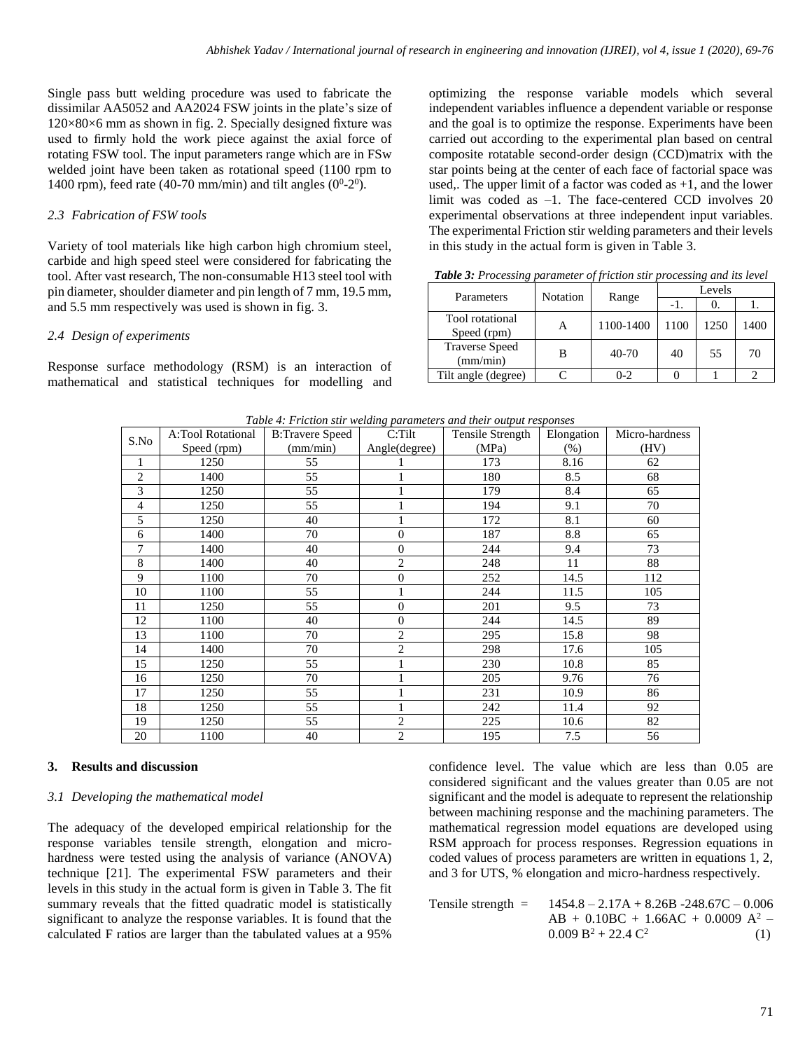Single pass butt welding procedure was used to fabricate the dissimilar AA5052 and AA2024 FSW joints in the plate's size of 120×80×6 mm as shown in fig. 2. Specially designed fixture was used to firmly hold the work piece against the axial force of rotating FSW tool. The input parameters range which are in FSw welded joint have been taken as rotational speed (1100 rpm to 1400 rpm), feed rate (40-70 mm/min) and tilt angles ($0^0$-$2^0$).

### *2.3 Fabrication of FSW tools*

Variety of tool materials like high carbon high chromium steel, carbide and high speed steel were considered for fabricating the tool. After vast research, The non-consumable H13 steel tool with pin diameter, shoulder diameter and pin length of 7 mm, 19.5 mm, and 5.5 mm respectively was used is shown in fig. 3.

### *2.4 Design of experiments*

Response surface methodology (RSM) is an interaction of mathematical and statistical techniques for modelling and optimizing the response variable models which several independent variables influence a dependent variable or response and the goal is to optimize the response. Experiments have been carried out according to the experimental plan based on central composite rotatable second-order design (CCD)matrix with the star points being at the center of each face of factorial space was used,. The upper limit of a factor was coded as +1, and the lower limit was coded as –1. The face-centered CCD involves 20 experimental observations at three independent input variables. The experimental Friction stir welding parameters and their levels in this study in the actual form is given in Table 3.

***Table 3:*** *Processing parameter of friction stir processing and its level*

| Parameters | Notation | Range | Levels | | |
|---|---|---|---|---|---|
| | | | -1. | 0. | 1. |
| Tool rotational Speed (rpm) | A | 1100-1400 | 1100 | 1250 | 1400 |
| Traverse Speed (mm/min) | B | 40-70 | 40 | 55 | 70 |
| Tilt angle (degree) | C | 0-2 | 0 | 1 | 2 |

*Table 4: Friction stir welding parameters and their output responses*

| S.No | A:Tool Rotational Speed (rpm) | B:Travere Speed (mm/min) | C:Tilt Angle(degree) | Tensile Strength (MPa) | Elongation (%) | Micro-hardness (HV) |
|---|---|---|---|---|---|---|
| 1 | 1250 | 55 | 1 | 173 | 8.16 | 62 |
| 2 | 1400 | 55 | 1 | 180 | 8.5 | 68 |
| 3 | 1250 | 55 | 1 | 179 | 8.4 | 65 |
| 4 | 1250 | 55 | 1 | 194 | 9.1 | 70 |
| 5 | 1250 | 40 | 1 | 172 | 8.1 | 60 |
| 6 | 1400 | 70 | 0 | 187 | 8.8 | 65 |
| 7 | 1400 | 40 | 0 | 244 | 9.4 | 73 |
| 8 | 1400 | 40 | 2 | 248 | 11 | 88 |
| 9 | 1100 | 70 | 0 | 252 | 14.5 | 112 |
| 10 | 1100 | 55 | 1 | 244 | 11.5 | 105 |
| 11 | 1250 | 55 | 0 | 201 | 9.5 | 73 |
| 12 | 1100 | 40 | 0 | 244 | 14.5 | 89 |
| 13 | 1100 | 70 | 2 | 295 | 15.8 | 98 |
| 14 | 1400 | 70 | 2 | 298 | 17.6 | 105 |
| 15 | 1250 | 55 | 1 | 230 | 10.8 | 85 |
| 16 | 1250 | 70 | 1 | 205 | 9.76 | 76 |
| 17 | 1250 | 55 | 1 | 231 | 10.9 | 86 |
| 18 | 1250 | 55 | 1 | 242 | 11.4 | 92 |
| 19 | 1250 | 55 | 2 | 225 | 10.6 | 82 |
| 20 | 1100 | 40 | 2 | 195 | 7.5 | 56 |

## 3. Results and discussion

### *3.1 Developing the mathematical model*

The adequacy of the developed empirical relationship for the response variables tensile strength, elongation and micro-hardness were tested using the analysis of variance (ANOVA) technique [21]. The experimental FSW parameters and their levels in this study in the actual form is given in Table 3. The fit summary reveals that the fitted quadratic model is statistically significant to analyze the response variables. It is found that the calculated F ratios are larger than the tabulated values at a 95% confidence level. The value which are less than 0.05 are considered significant and the values greater than 0.05 are not significant and the model is adequate to represent the relationship between machining response and the machining parameters. The mathematical regression model equations are developed using RSM approach for process responses. Regression equations in coded values of process parameters are written in equations 1, 2, and 3 for UTS, % elongation and micro-hardness respectively.

$$\text{Tensile strength} = 1454.8 - 2.17A + 8.26B - 248.67C - 0.006AB + 0.10BC + 1.66AC + 0.0009A^2 - 0.009B^2 + 22.4C^2 \quad (1)$$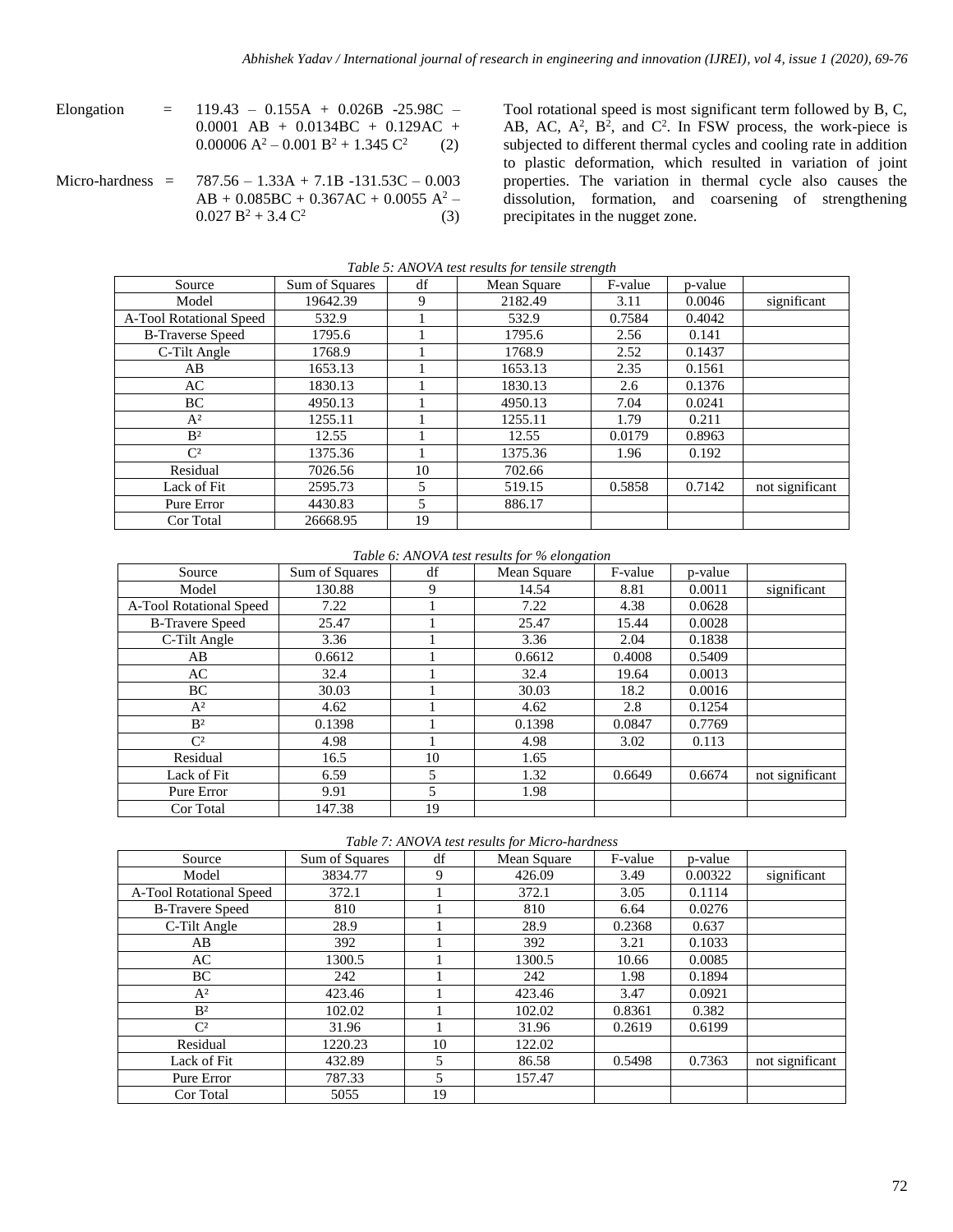$$\text{Elongation} = 119.43 - 0.155A + 0.026B - 25.98C - 0.0001\ AB + 0.0134BC + 0.129AC + 0.00006\ A^2 - 0.001\ B^2 + 1.345\ C^2 \quad (2)$$

$$\text{Micro-hardness} = 787.56 - 1.33A + 7.1B - 131.53C - 0.003\ AB + 0.085BC + 0.367AC + 0.0055\ A^2 - 0.027\ B^2 + 3.4\ C^2 \quad (3)$$

Tool rotational speed is most significant term followed by B, C, AB, AC, $A^2$, $B^2$, and $C^2$. In FSW process, the work-piece is subjected to different thermal cycles and cooling rate in addition to plastic deformation, which resulted in variation of joint properties. The variation in thermal cycle also causes the dissolution, formation, and coarsening of strengthening precipitates in the nugget zone.

*Table 5: ANOVA test results for tensile strength*

| Source | Sum of Squares | df | Mean Square | F-value | p-value | |
|---|---|---|---|---|---|---|
| Model | 19642.39 | 9 | 2182.49 | 3.11 | 0.0046 | significant |
| A-Tool Rotational Speed | 532.9 | 1 | 532.9 | 0.7584 | 0.4042 | |
| B-Traverse Speed | 1795.6 | 1 | 1795.6 | 2.56 | 0.141 | |
| C-Tilt Angle | 1768.9 | 1 | 1768.9 | 2.52 | 0.1437 | |
| AB | 1653.13 | 1 | 1653.13 | 2.35 | 0.1561 | |
| AC | 1830.13 | 1 | 1830.13 | 2.6 | 0.1376 | |
| BC | 4950.13 | 1 | 4950.13 | 7.04 | 0.0241 | |
| $A^2$ | 1255.11 | 1 | 1255.11 | 1.79 | 0.211 | |
| $B^2$ | 12.55 | 1 | 12.55 | 0.0179 | 0.8963 | |
| $C^2$ | 1375.36 | 1 | 1375.36 | 1.96 | 0.192 | |
| Residual | 7026.56 | 10 | 702.66 | | | |
| Lack of Fit | 2595.73 | 5 | 519.15 | 0.5858 | 0.7142 | not significant |
| Pure Error | 4430.83 | 5 | 886.17 | | | |
| Cor Total | 26668.95 | 19 | | | | |

*Table 6: ANOVA test results for % elongation*

| Source | Sum of Squares | df | Mean Square | F-value | p-value | |
|---|---|---|---|---|---|---|
| Model | 130.88 | 9 | 14.54 | 8.81 | 0.0011 | significant |
| A-Tool Rotational Speed | 7.22 | 1 | 7.22 | 4.38 | 0.0628 | |
| B-Travere Speed | 25.47 | 1 | 25.47 | 15.44 | 0.0028 | |
| C-Tilt Angle | 3.36 | 1 | 3.36 | 2.04 | 0.1838 | |
| AB | 0.6612 | 1 | 0.6612 | 0.4008 | 0.5409 | |
| AC | 32.4 | 1 | 32.4 | 19.64 | 0.0013 | |
| BC | 30.03 | 1 | 30.03 | 18.2 | 0.0016 | |
| $A^2$ | 4.62 | 1 | 4.62 | 2.8 | 0.1254 | |
| $B^2$ | 0.1398 | 1 | 0.1398 | 0.0847 | 0.7769 | |
| $C^2$ | 4.98 | 1 | 4.98 | 3.02 | 0.113 | |
| Residual | 16.5 | 10 | 1.65 | | | |
| Lack of Fit | 6.59 | 5 | 1.32 | 0.6649 | 0.6674 | not significant |
| Pure Error | 9.91 | 5 | 1.98 | | | |
| Cor Total | 147.38 | 19 | | | | |

*Table 7: ANOVA test results for Micro-hardness*

| Source | Sum of Squares | df | Mean Square | F-value | p-value | |
|---|---|---|---|---|---|---|
| Model | 3834.77 | 9 | 426.09 | 3.49 | 0.00322 | significant |
| A-Tool Rotational Speed | 372.1 | 1 | 372.1 | 3.05 | 0.1114 | |
| B-Travere Speed | 810 | 1 | 810 | 6.64 | 0.0276 | |
| C-Tilt Angle | 28.9 | 1 | 28.9 | 0.2368 | 0.637 | |
| AB | 392 | 1 | 392 | 3.21 | 0.1033 | |
| AC | 1300.5 | 1 | 1300.5 | 10.66 | 0.0085 | |
| BC | 242 | 1 | 242 | 1.98 | 0.1894 | |
| $A^2$ | 423.46 | 1 | 423.46 | 3.47 | 0.0921 | |
| $B^2$ | 102.02 | 1 | 102.02 | 0.8361 | 0.382 | |
| $C^2$ | 31.96 | 1 | 31.96 | 0.2619 | 0.6199 | |
| Residual | 1220.23 | 10 | 122.02 | | | |
| Lack of Fit | 432.89 | 5 | 86.58 | 0.5498 | 0.7363 | not significant |
| Pure Error | 787.33 | 5 | 157.47 | | | |
| Cor Total | 5055 | 19 | | | | |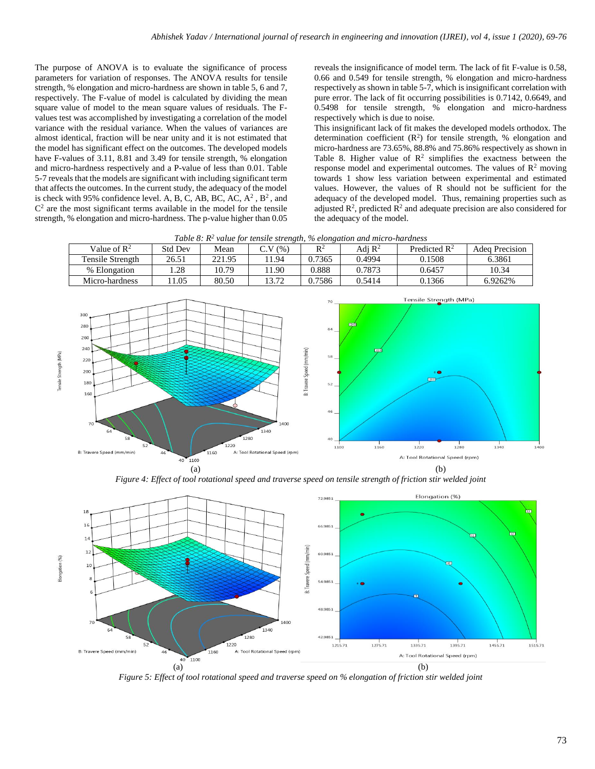The purpose of ANOVA is to evaluate the significance of process parameters for variation of responses. The ANOVA results for tensile strength, % elongation and micro-hardness are shown in table 5, 6 and 7, respectively. The F-value of model is calculated by dividing the mean square value of model to the mean square values of residuals. The F-values test was accomplished by investigating a correlation of the model variance with the residual variance. When the values of variances are almost identical, fraction will be near unity and it is not estimated that the model has significant effect on the outcomes. The developed models have F-values of 3.11, 8.81 and 3.49 for tensile strength, % elongation and micro-hardness respectively and a P-value of less than 0.01. Table 5-7 reveals that the models are significant with including significant term that affects the outcomes. In the current study, the adequacy of the model is check with 95% confidence level. A, B, C, AB, BC, AC, $A^2$ , $B^2$ , and $C^2$ are the most significant terms available in the model for the tensile strength, % elongation and micro-hardness. The p-value higher than 0.05 reveals the insignificance of model term. The lack of fit F-value is 0.58, 0.66 and 0.549 for tensile strength, % elongation and micro-hardness respectively as shown in table 5-7, which is insignificant correlation with pure error. The lack of fit occurring possibilities is 0.7142, 0.6649, and 0.5498 for tensile strength, % elongation and micro-hardness respectively which is due to noise.

This insignificant lack of fit makes the developed models orthodox. The determination coefficient ($R^2$) for tensile strength, % elongation and micro-hardness are 73.65%, 88.8% and 75.86% respectively as shown in Table 8. Higher value of $R^2$ simplifies the exactness between the response model and experimental outcomes. The values of $R^2$ moving towards 1 show less variation between experimental and estimated values. However, the values of R should not be sufficient for the adequacy of the developed model. Thus, remaining properties such as adjusted $R^2$, predicted $R^2$ and adequate precision are also considered for the adequacy of the model.

*Table 8: $R^2$ value for tensile strength, % elongation and micro-hardness*

| Value of $R^2$ | Std Dev | Mean | C.V (%) | $R^2$ | Adj $R^2$ | Predicted $R^2$ | Adeq Precision |
|---|---|---|---|---|---|---|---|
| Tensile Strength | 26.51 | 221.95 | 11.94 | 0.7365 | 0.4994 | 0.1508 | 6.3861 |
| % Elongation | 1.28 | 10.79 | 11.90 | 0.888 | 0.7873 | 0.6457 | 10.34 |
| Micro-hardness | 11.05 | 80.50 | 13.72 | 0.7586 | 0.5414 | 0.1366 | 6.9262% |

(a) (b)

*Figure 4: Effect of tool rotational speed and traverse speed on tensile strength of friction stir welded joint*

(a) (b)

*Figure 5: Effect of tool rotational speed and traverse speed on % elongation of friction stir welded joint*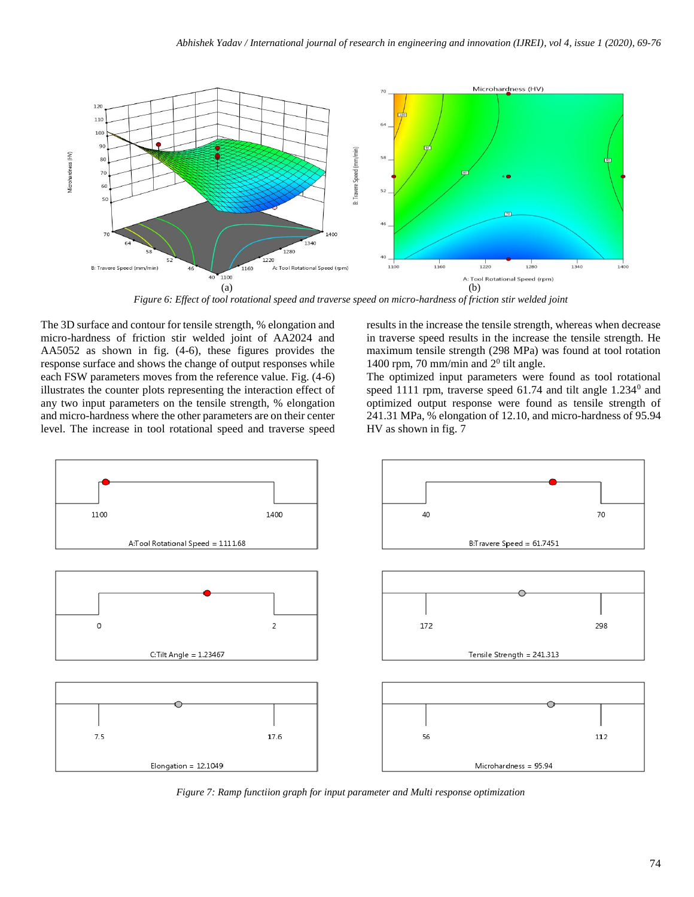*Figure 6: Effect of tool rotational speed and traverse speed on micro-hardness of friction stir welded joint*

The 3D surface and contour for tensile strength, % elongation and micro-hardness of friction stir welded joint of AA2024 and AA5052 as shown in fig. (4-6), these figures provides the response surface and shows the change of output responses while each FSW parameters moves from the reference value. Fig. (4-6) illustrates the counter plots representing the interaction effect of any two input parameters on the tensile strength, % elongation and micro-hardness where the other parameters are on their center level. The increase in tool rotational speed and traverse speed results in the increase the tensile strength, whereas when decrease in traverse speed results in the increase the tensile strength. He maximum tensile strength (298 MPa) was found at tool rotation 1400 rpm, 70 mm/min and $2^0$ tilt angle.

The optimized input parameters were found as tool rotational speed 1111 rpm, traverse speed 61.74 and tilt angle $1.234^0$ and optimized output response were found as tensile strength of 241.31 MPa, % elongation of 12.10, and micro-hardness of 95.94 HV as shown in fig. 7

*Figure 7: Ramp functiion graph for input parameter and Multi response optimization*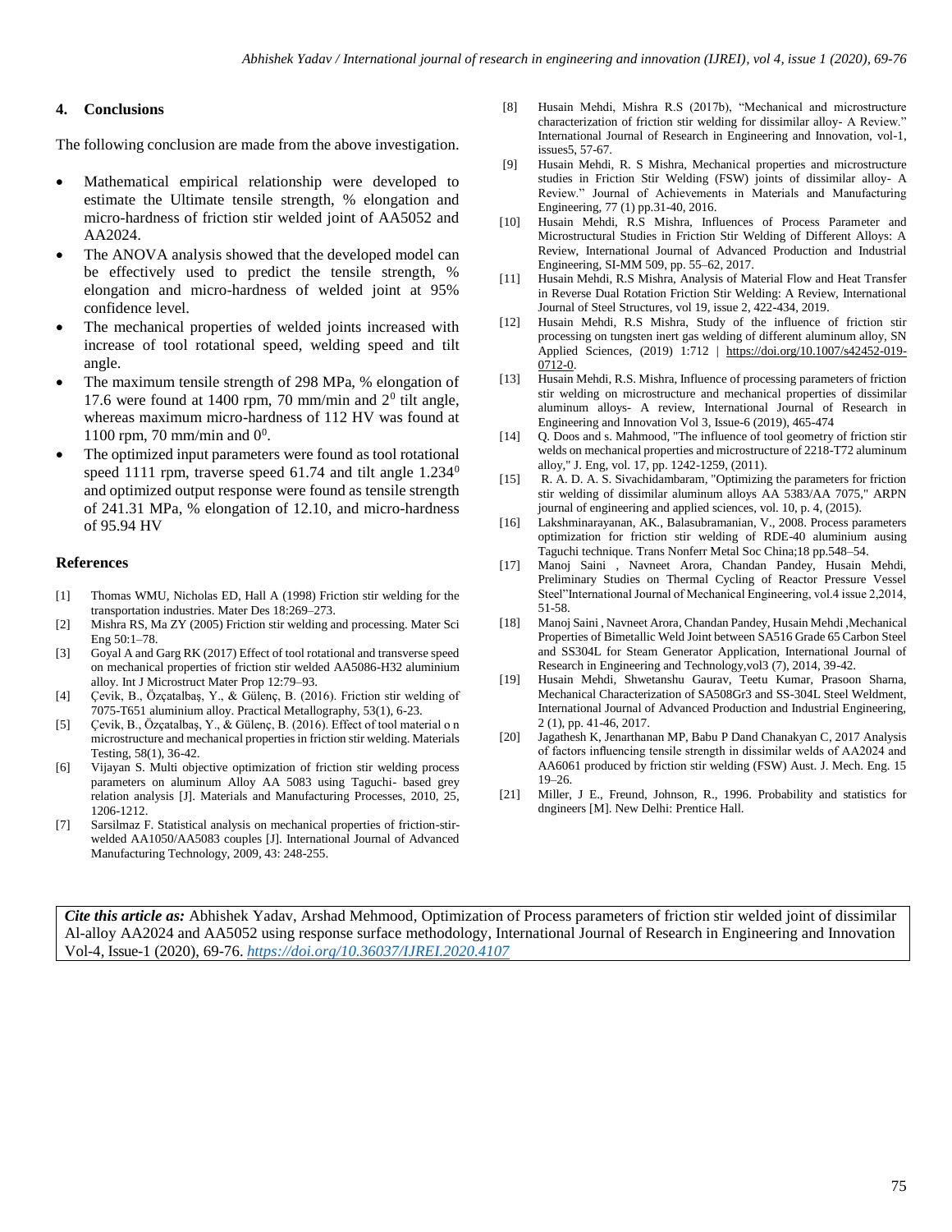## 4. Conclusions

The following conclusion are made from the above investigation.

- Mathematical empirical relationship were developed to estimate the Ultimate tensile strength, % elongation and micro-hardness of friction stir welded joint of AA5052 and AA2024.
- The ANOVA analysis showed that the developed model can be effectively used to predict the tensile strength, % elongation and micro-hardness of welded joint at 95% confidence level.
- The mechanical properties of welded joints increased with increase of tool rotational speed, welding speed and tilt angle.
- The maximum tensile strength of 298 MPa, % elongation of 17.6 were found at 1400 rpm, 70 mm/min and $2^0$ tilt angle, whereas maximum micro-hardness of 112 HV was found at 1100 rpm, 70 mm/min and $0^0$.
- The optimized input parameters were found as tool rotational speed 1111 rpm, traverse speed 61.74 and tilt angle $1.234^0$ and optimized output response were found as tensile strength of 241.31 MPa, % elongation of 12.10, and micro-hardness of 95.94 HV

## References

[1] Thomas WMU, Nicholas ED, Hall A (1998) Friction stir welding for the transportation industries. Mater Des 18:269–273.

[2] Mishra RS, Ma ZY (2005) Friction stir welding and processing. Mater Sci Eng 50:1–78.

[3] Goyal A and Garg RK (2017) Effect of tool rotational and transverse speed on mechanical properties of friction stir welded AA5086-H32 aluminium alloy. Int J Microstruct Mater Prop 12:79–93.

[4] Çevik, B., Özçatalbaş, Y., & Gülenç, B. (2016). Friction stir welding of 7075-T651 aluminium alloy. Practical Metallography, 53(1), 6-23.

[5] Çevik, B., Özçatalbaş, Y., & Gülenç, B. (2016). Effect of tool material o n microstructure and mechanical properties in friction stir welding. Materials Testing, 58(1), 36-42.

[6] Vijayan S. Multi objective optimization of friction stir welding process parameters on aluminum Alloy AA 5083 using Taguchi- based grey relation analysis [J]. Materials and Manufacturing Processes, 2010, 25, 1206-1212.

[7] Sarsilmaz F. Statistical analysis on mechanical properties of friction-stir-welded AA1050/AA5083 couples [J]. International Journal of Advanced Manufacturing Technology, 2009, 43: 248-255.

[8] Husain Mehdi, Mishra R.S (2017b), "Mechanical and microstructure characterization of friction stir welding for dissimilar alloy- A Review." International Journal of Research in Engineering and Innovation, vol-1, issues5, 57-67.

[9] Husain Mehdi, R. S Mishra, Mechanical properties and microstructure studies in Friction Stir Welding (FSW) joints of dissimilar alloy- A Review." Journal of Achievements in Materials and Manufacturing Engineering, 77 (1) pp.31-40, 2016.

[10] Husain Mehdi, R.S Mishra, Influences of Process Parameter and Microstructural Studies in Friction Stir Welding of Different Alloys: A Review, International Journal of Advanced Production and Industrial Engineering, SI-MM 509, pp. 55–62, 2017.

[11] Husain Mehdi, R.S Mishra, Analysis of Material Flow and Heat Transfer in Reverse Dual Rotation Friction Stir Welding: A Review, International Journal of Steel Structures, vol 19, issue 2, 422-434, 2019.

[12] Husain Mehdi, R.S Mishra, Study of the influence of friction stir processing on tungsten inert gas welding of different aluminum alloy, SN Applied Sciences, (2019) 1:712 | https://doi.org/10.1007/s42452-019-0712-0.

[13] Husain Mehdi, R.S. Mishra, Influence of processing parameters of friction stir welding on microstructure and mechanical properties of dissimilar aluminum alloys- A review, International Journal of Research in Engineering and Innovation Vol 3, Issue-6 (2019), 465-474

[14] Q. Doos and s. Mahmood, "The influence of tool geometry of friction stir welds on mechanical properties and microstructure of 2218-T72 aluminum alloy," J. Eng, vol. 17, pp. 1242-1259, (2011).

[15] R. A. D. A. S. Sivachidambaram, "Optimizing the parameters for friction stir welding of dissimilar aluminum alloys AA 5383/AA 7075," ARPN journal of engineering and applied sciences, vol. 10, p. 4, (2015).

[16] Lakshminarayanan, AK., Balasubramanian, V., 2008. Process parameters optimization for friction stir welding of RDE-40 aluminium ausing Taguchi technique. Trans Nonferr Metal Soc China;18 pp.548–54.

[17] Manoj Saini , Navneet Arora, Chandan Pandey, Husain Mehdi, Preliminary Studies on Thermal Cycling of Reactor Pressure Vessel Steel"International Journal of Mechanical Engineering, vol.4 issue 2,2014, 51-58.

[18] Manoj Saini , Navneet Arora, Chandan Pandey, Husain Mehdi ,Mechanical Properties of Bimetallic Weld Joint between SA516 Grade 65 Carbon Steel and SS304L for Steam Generator Application, International Journal of Research in Engineering and Technology,vol3 (7), 2014, 39-42.

[19] Husain Mehdi, Shwetanshu Gaurav, Teetu Kumar, Prasoon Sharna, Mechanical Characterization of SA508Gr3 and SS-304L Steel Weldment, International Journal of Advanced Production and Industrial Engineering, 2 (1), pp. 41-46, 2017.

[20] Jagathesh K, Jenarthanan MP, Babu P Dand Chanakyan C, 2017 Analysis of factors influencing tensile strength in dissimilar welds of AA2024 and AA6061 produced by friction stir welding (FSW) Aust. J. Mech. Eng. 15 19–26.

[21] Miller, J E., Freund, Johnson, R., 1996. Probability and statistics for dngineers [M]. New Delhi: Prentice Hall.

***Cite this article as:*** Abhishek Yadav, Arshad Mehmood, Optimization of Process parameters of friction stir welded joint of dissimilar Al-alloy AA2024 and AA5052 using response surface methodology, International Journal of Research in Engineering and Innovation Vol-4, Issue-1 (2020), 69-76. *https://doi.org/10.36037/IJREI.2020.4107*